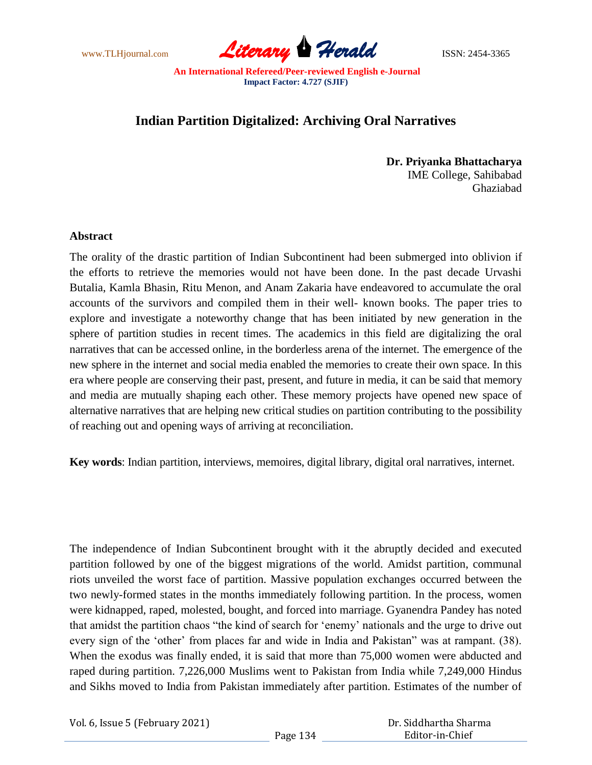# Indian Partition Digitalized: Archiving Oral Narratives

**Dr. Priyanka Bhattacharya**
IME College, Sahibabad
Ghaziabad

## Abstract

The orality of the drastic partition of Indian Subcontinent had been submerged into oblivion if the efforts to retrieve the memories would not have been done. In the past decade Urvashi Butalia, Kamla Bhasin, Ritu Menon, and Anam Zakaria have endeavored to accumulate the oral accounts of the survivors and compiled them in their well- known books. The paper tries to explore and investigate a noteworthy change that has been initiated by new generation in the sphere of partition studies in recent times. The academics in this field are digitalizing the oral narratives that can be accessed online, in the borderless arena of the internet. The emergence of the new sphere in the internet and social media enabled the memories to create their own space. In this era where people are conserving their past, present, and future in media, it can be said that memory and media are mutually shaping each other. These memory projects have opened new space of alternative narratives that are helping new critical studies on partition contributing to the possibility of reaching out and opening ways of arriving at reconciliation.

**Key words**: Indian partition, interviews, memoires, digital library, digital oral narratives, internet.

The independence of Indian Subcontinent brought with it the abruptly decided and executed partition followed by one of the biggest migrations of the world. Amidst partition, communal riots unveiled the worst face of partition. Massive population exchanges occurred between the two newly-formed states in the months immediately following partition. In the process, women were kidnapped, raped, molested, bought, and forced into marriage. Gyanendra Pandey has noted that amidst the partition chaos "the kind of search for 'enemy' nationals and the urge to drive out every sign of the 'other' from places far and wide in India and Pakistan" was at rampant. (38). When the exodus was finally ended, it is said that more than 75,000 women were abducted and raped during partition. 7,226,000 Muslims went to Pakistan from India while 7,249,000 Hindus and Sikhs moved to India from Pakistan immediately after partition. Estimates of the number of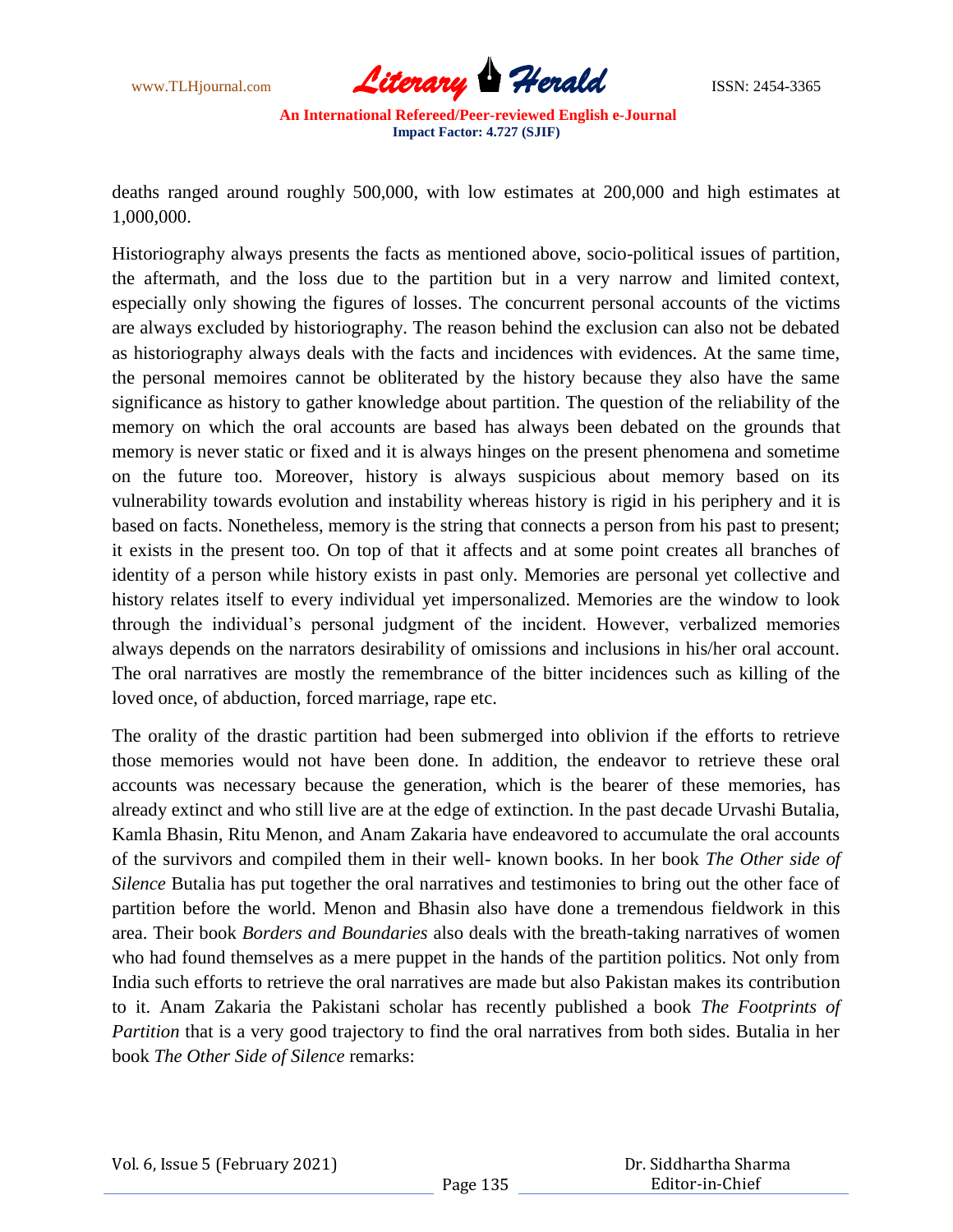deaths ranged around roughly 500,000, with low estimates at 200,000 and high estimates at 1,000,000.

Historiography always presents the facts as mentioned above, socio-political issues of partition, the aftermath, and the loss due to the partition but in a very narrow and limited context, especially only showing the figures of losses. The concurrent personal accounts of the victims are always excluded by historiography. The reason behind the exclusion can also not be debated as historiography always deals with the facts and incidences with evidences. At the same time, the personal memoires cannot be obliterated by the history because they also have the same significance as history to gather knowledge about partition. The question of the reliability of the memory on which the oral accounts are based has always been debated on the grounds that memory is never static or fixed and it is always hinges on the present phenomena and sometime on the future too. Moreover, history is always suspicious about memory based on its vulnerability towards evolution and instability whereas history is rigid in his periphery and it is based on facts. Nonetheless, memory is the string that connects a person from his past to present; it exists in the present too. On top of that it affects and at some point creates all branches of identity of a person while history exists in past only. Memories are personal yet collective and history relates itself to every individual yet impersonalized. Memories are the window to look through the individual's personal judgment of the incident. However, verbalized memories always depends on the narrators desirability of omissions and inclusions in his/her oral account. The oral narratives are mostly the remembrance of the bitter incidences such as killing of the loved once, of abduction, forced marriage, rape etc.

The orality of the drastic partition had been submerged into oblivion if the efforts to retrieve those memories would not have been done. In addition, the endeavor to retrieve these oral accounts was necessary because the generation, which is the bearer of these memories, has already extinct and who still live are at the edge of extinction. In the past decade Urvashi Butalia, Kamla Bhasin, Ritu Menon, and Anam Zakaria have endeavored to accumulate the oral accounts of the survivors and compiled them in their well- known books. In her book *The Other side of Silence* Butalia has put together the oral narratives and testimonies to bring out the other face of partition before the world. Menon and Bhasin also have done a tremendous fieldwork in this area. Their book *Borders and Boundaries* also deals with the breath-taking narratives of women who had found themselves as a mere puppet in the hands of the partition politics. Not only from India such efforts to retrieve the oral narratives are made but also Pakistan makes its contribution to it. Anam Zakaria the Pakistani scholar has recently published a book *The Footprints of Partition* that is a very good trajectory to find the oral narratives from both sides. Butalia in her book *The Other Side of Silence* remarks: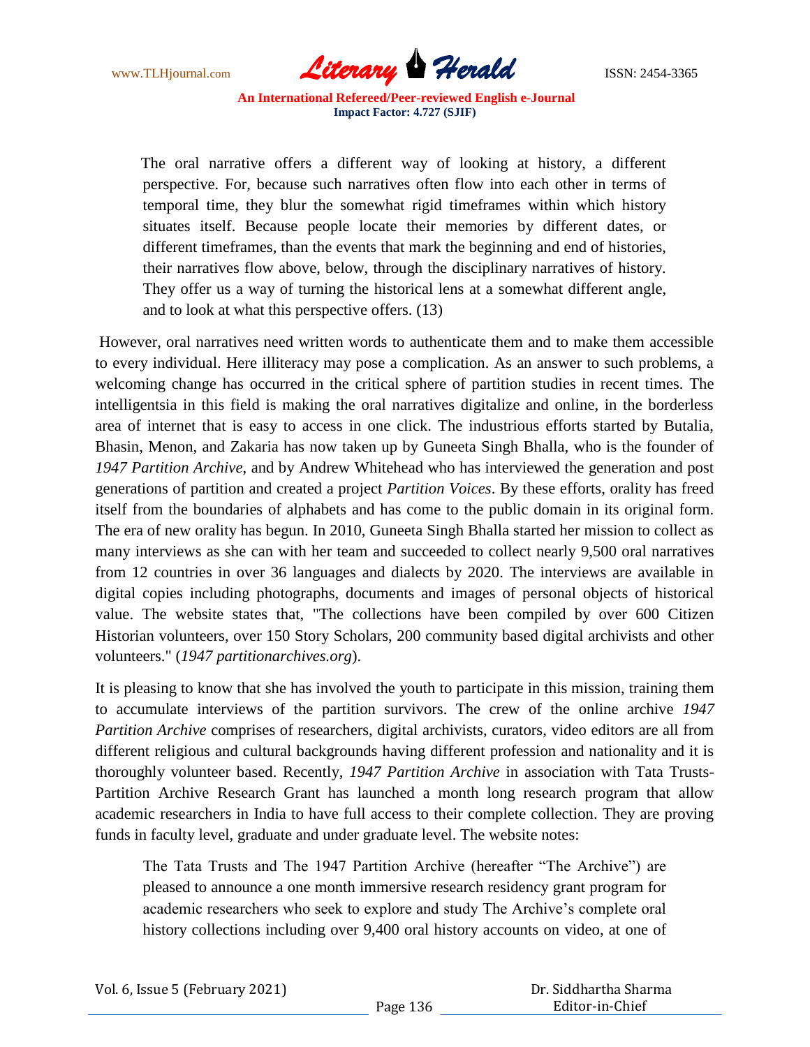> The oral narrative offers a different way of looking at history, a different perspective. For, because such narratives often flow into each other in terms of temporal time, they blur the somewhat rigid timeframes within which history situates itself. Because people locate their memories by different dates, or different timeframes, than the events that mark the beginning and end of histories, their narratives flow above, below, through the disciplinary narratives of history. They offer us a way of turning the historical lens at a somewhat different angle, and to look at what this perspective offers. (13)

However, oral narratives need written words to authenticate them and to make them accessible to every individual. Here illiteracy may pose a complication. As an answer to such problems, a welcoming change has occurred in the critical sphere of partition studies in recent times. The intelligentsia in this field is making the oral narratives digitalize and online, in the borderless area of internet that is easy to access in one click. The industrious efforts started by Butalia, Bhasin, Menon, and Zakaria has now taken up by Guneeta Singh Bhalla, who is the founder of *1947 Partition Archive*, and by Andrew Whitehead who has interviewed the generation and post generations of partition and created a project *Partition Voices*. By these efforts, orality has freed itself from the boundaries of alphabets and has come to the public domain in its original form. The era of new orality has begun. In 2010, Guneeta Singh Bhalla started her mission to collect as many interviews as she can with her team and succeeded to collect nearly 9,500 oral narratives from 12 countries in over 36 languages and dialects by 2020. The interviews are available in digital copies including photographs, documents and images of personal objects of historical value. The website states that, "The collections have been compiled by over 600 Citizen Historian volunteers, over 150 Story Scholars, 200 community based digital archivists and other volunteers." (*1947 partitionarchives.org*).

It is pleasing to know that she has involved the youth to participate in this mission, training them to accumulate interviews of the partition survivors. The crew of the online archive *1947 Partition Archive* comprises of researchers, digital archivists, curators, video editors are all from different religious and cultural backgrounds having different profession and nationality and it is thoroughly volunteer based. Recently, *1947 Partition Archive* in association with Tata Trusts-Partition Archive Research Grant has launched a month long research program that allow academic researchers in India to have full access to their complete collection. They are proving funds in faculty level, graduate and under graduate level. The website notes:

> The Tata Trusts and The 1947 Partition Archive (hereafter "The Archive") are pleased to announce a one month immersive research residency grant program for academic researchers who seek to explore and study The Archive's complete oral history collections including over 9,400 oral history accounts on video, at one of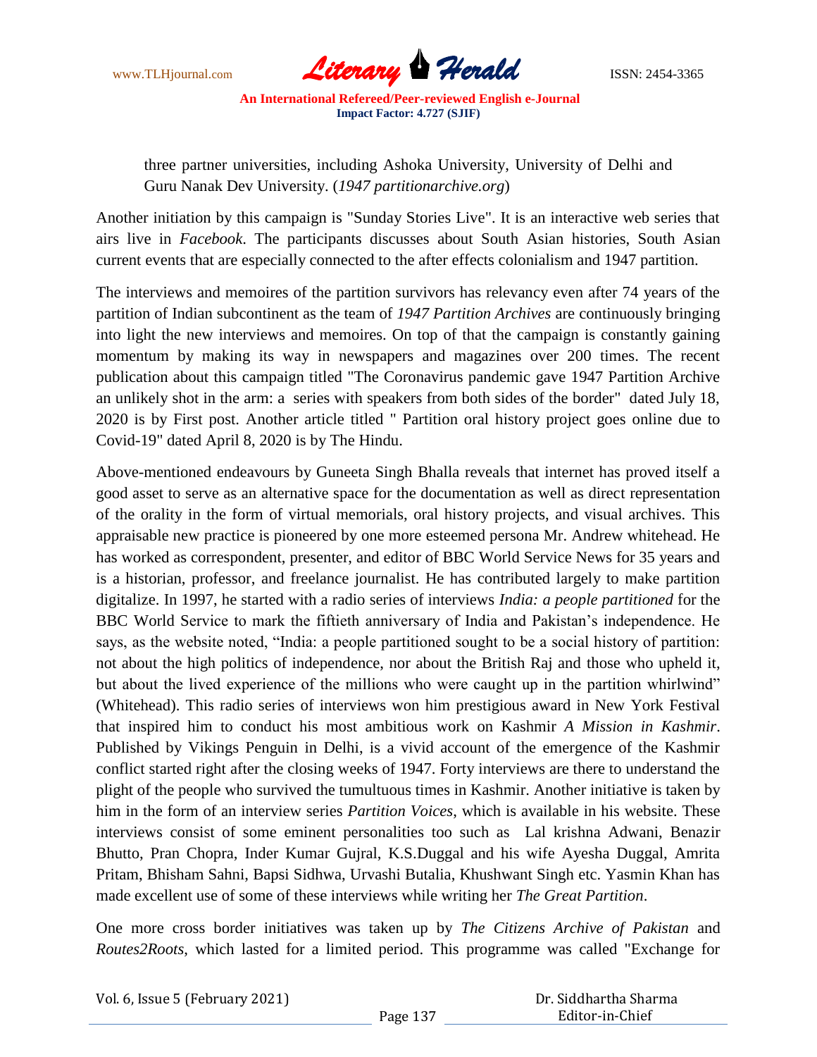three partner universities, including Ashoka University, University of Delhi and Guru Nanak Dev University. (*1947 partitionarchive.org*)

Another initiation by this campaign is "Sunday Stories Live". It is an interactive web series that airs live in *Facebook*. The participants discusses about South Asian histories, South Asian current events that are especially connected to the after effects colonialism and 1947 partition.

The interviews and memoires of the partition survivors has relevancy even after 74 years of the partition of Indian subcontinent as the team of *1947 Partition Archives* are continuously bringing into light the new interviews and memoires. On top of that the campaign is constantly gaining momentum by making its way in newspapers and magazines over 200 times. The recent publication about this campaign titled "The Coronavirus pandemic gave 1947 Partition Archive an unlikely shot in the arm: a series with speakers from both sides of the border" dated July 18, 2020 is by First post. Another article titled " Partition oral history project goes online due to Covid-19" dated April 8, 2020 is by The Hindu.

Above-mentioned endeavours by Guneeta Singh Bhalla reveals that internet has proved itself a good asset to serve as an alternative space for the documentation as well as direct representation of the orality in the form of virtual memorials, oral history projects, and visual archives. This appraisable new practice is pioneered by one more esteemed persona Mr. Andrew whitehead. He has worked as correspondent, presenter, and editor of BBC World Service News for 35 years and is a historian, professor, and freelance journalist. He has contributed largely to make partition digitalize. In 1997, he started with a radio series of interviews *India: a people partitioned* for the BBC World Service to mark the fiftieth anniversary of India and Pakistan's independence. He says, as the website noted, "India: a people partitioned sought to be a social history of partition: not about the high politics of independence, nor about the British Raj and those who upheld it, but about the lived experience of the millions who were caught up in the partition whirlwind" (Whitehead). This radio series of interviews won him prestigious award in New York Festival that inspired him to conduct his most ambitious work on Kashmir *A Mission in Kashmir*. Published by Vikings Penguin in Delhi, is a vivid account of the emergence of the Kashmir conflict started right after the closing weeks of 1947. Forty interviews are there to understand the plight of the people who survived the tumultuous times in Kashmir. Another initiative is taken by him in the form of an interview series *Partition Voices*, which is available in his website. These interviews consist of some eminent personalities too such as Lal krishna Adwani, Benazir Bhutto, Pran Chopra, Inder Kumar Gujral, K.S.Duggal and his wife Ayesha Duggal, Amrita Pritam, Bhisham Sahni, Bapsi Sidhwa, Urvashi Butalia, Khushwant Singh etc. Yasmin Khan has made excellent use of some of these interviews while writing her *The Great Partition*.

One more cross border initiatives was taken up by *The Citizens Archive of Pakistan* and *Routes2Roots*, which lasted for a limited period. This programme was called "Exchange for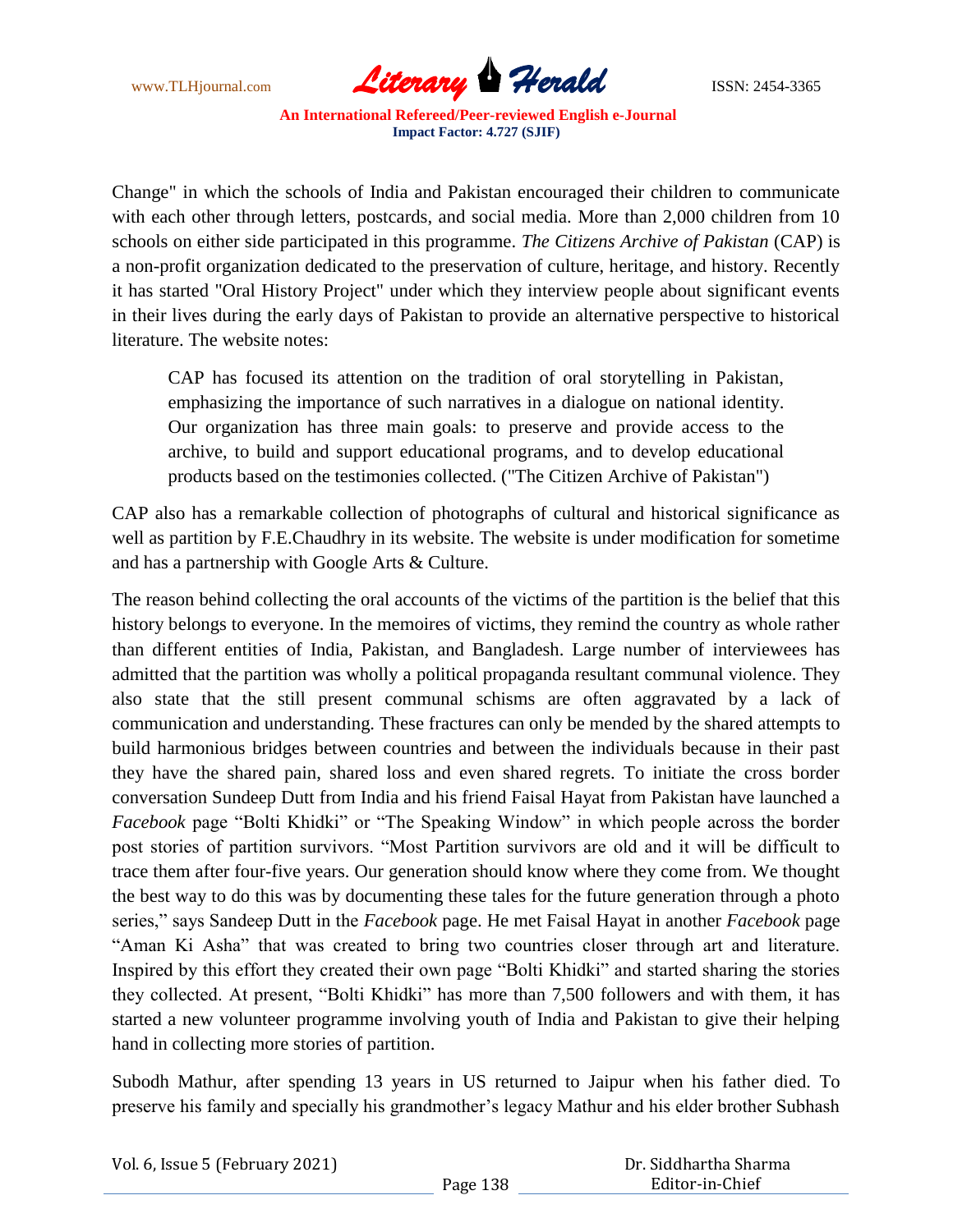Change" in which the schools of India and Pakistan encouraged their children to communicate with each other through letters, postcards, and social media. More than 2,000 children from 10 schools on either side participated in this programme. *The Citizens Archive of Pakistan* (CAP) is a non-profit organization dedicated to the preservation of culture, heritage, and history. Recently it has started "Oral History Project" under which they interview people about significant events in their lives during the early days of Pakistan to provide an alternative perspective to historical literature. The website notes:

> CAP has focused its attention on the tradition of oral storytelling in Pakistan, emphasizing the importance of such narratives in a dialogue on national identity. Our organization has three main goals: to preserve and provide access to the archive, to build and support educational programs, and to develop educational products based on the testimonies collected. ("The Citizen Archive of Pakistan")

CAP also has a remarkable collection of photographs of cultural and historical significance as well as partition by F.E.Chaudhry in its website. The website is under modification for sometime and has a partnership with Google Arts & Culture.

The reason behind collecting the oral accounts of the victims of the partition is the belief that this history belongs to everyone. In the memoires of victims, they remind the country as whole rather than different entities of India, Pakistan, and Bangladesh. Large number of interviewees has admitted that the partition was wholly a political propaganda resultant communal violence. They also state that the still present communal schisms are often aggravated by a lack of communication and understanding. These fractures can only be mended by the shared attempts to build harmonious bridges between countries and between the individuals because in their past they have the shared pain, shared loss and even shared regrets. To initiate the cross border conversation Sundeep Dutt from India and his friend Faisal Hayat from Pakistan have launched a *Facebook* page "Bolti Khidki" or "The Speaking Window" in which people across the border post stories of partition survivors. "Most Partition survivors are old and it will be difficult to trace them after four-five years. Our generation should know where they come from. We thought the best way to do this was by documenting these tales for the future generation through a photo series," says Sandeep Dutt in the *Facebook* page. He met Faisal Hayat in another *Facebook* page "Aman Ki Asha" that was created to bring two countries closer through art and literature. Inspired by this effort they created their own page "Bolti Khidki" and started sharing the stories they collected. At present, "Bolti Khidki" has more than 7,500 followers and with them, it has started a new volunteer programme involving youth of India and Pakistan to give their helping hand in collecting more stories of partition.

Subodh Mathur, after spending 13 years in US returned to Jaipur when his father died. To preserve his family and specially his grandmother's legacy Mathur and his elder brother Subhash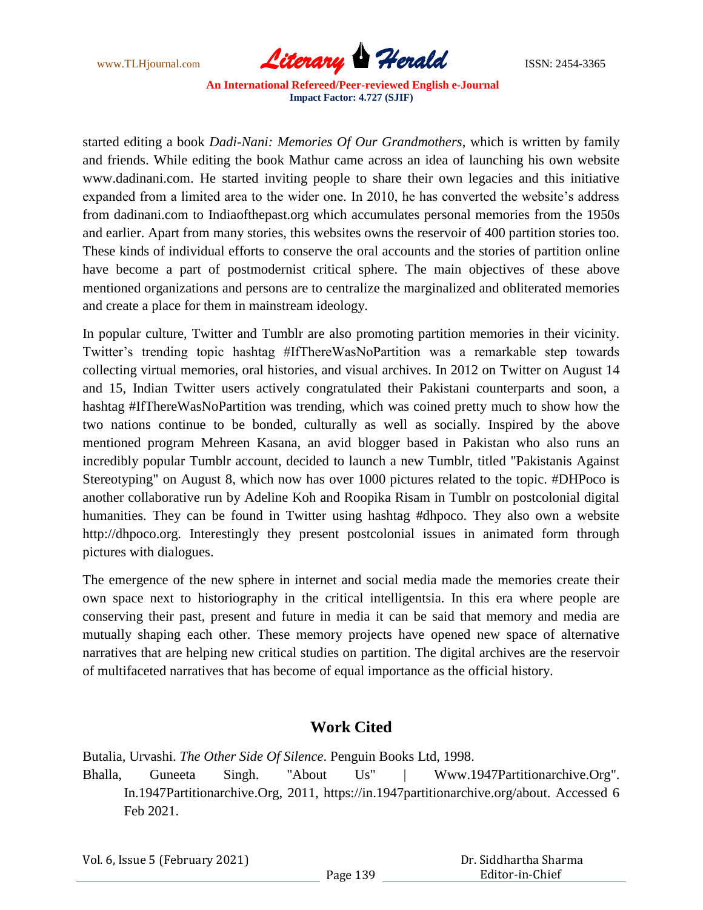started editing a book *Dadi-Nani: Memories Of Our Grandmothers*, which is written by family and friends. While editing the book Mathur came across an idea of launching his own website www.dadinani.com. He started inviting people to share their own legacies and this initiative expanded from a limited area to the wider one. In 2010, he has converted the website's address from dadinani.com to Indiaofthepast.org which accumulates personal memories from the 1950s and earlier. Apart from many stories, this websites owns the reservoir of 400 partition stories too. These kinds of individual efforts to conserve the oral accounts and the stories of partition online have become a part of postmodernist critical sphere. The main objectives of these above mentioned organizations and persons are to centralize the marginalized and obliterated memories and create a place for them in mainstream ideology.

In popular culture, Twitter and Tumblr are also promoting partition memories in their vicinity. Twitter's trending topic hashtag #IfThereWasNoPartition was a remarkable step towards collecting virtual memories, oral histories, and visual archives. In 2012 on Twitter on August 14 and 15, Indian Twitter users actively congratulated their Pakistani counterparts and soon, a hashtag #IfThereWasNoPartition was trending, which was coined pretty much to show how the two nations continue to be bonded, culturally as well as socially. Inspired by the above mentioned program Mehreen Kasana, an avid blogger based in Pakistan who also runs an incredibly popular Tumblr account, decided to launch a new Tumblr, titled "Pakistanis Against Stereotyping" on August 8, which now has over 1000 pictures related to the topic. #DHPoco is another collaborative run by Adeline Koh and Roopika Risam in Tumblr on postcolonial digital humanities. They can be found in Twitter using hashtag #dhpoco. They also own a website http://dhpoco.org. Interestingly they present postcolonial issues in animated form through pictures with dialogues.

The emergence of the new sphere in internet and social media made the memories create their own space next to historiography in the critical intelligentsia. In this era where people are conserving their past, present and future in media it can be said that memory and media are mutually shaping each other. These memory projects have opened new space of alternative narratives that are helping new critical studies on partition. The digital archives are the reservoir of multifaceted narratives that has become of equal importance as the official history.

## Work Cited

Butalia, Urvashi. *The Other Side Of Silence*. Penguin Books Ltd, 1998.

Bhalla, Guneeta Singh. "About Us" | Www.1947Partitionarchive.Org". In.1947Partitionarchive.Org, 2011, https://in.1947partitionarchive.org/about. Accessed 6 Feb 2021.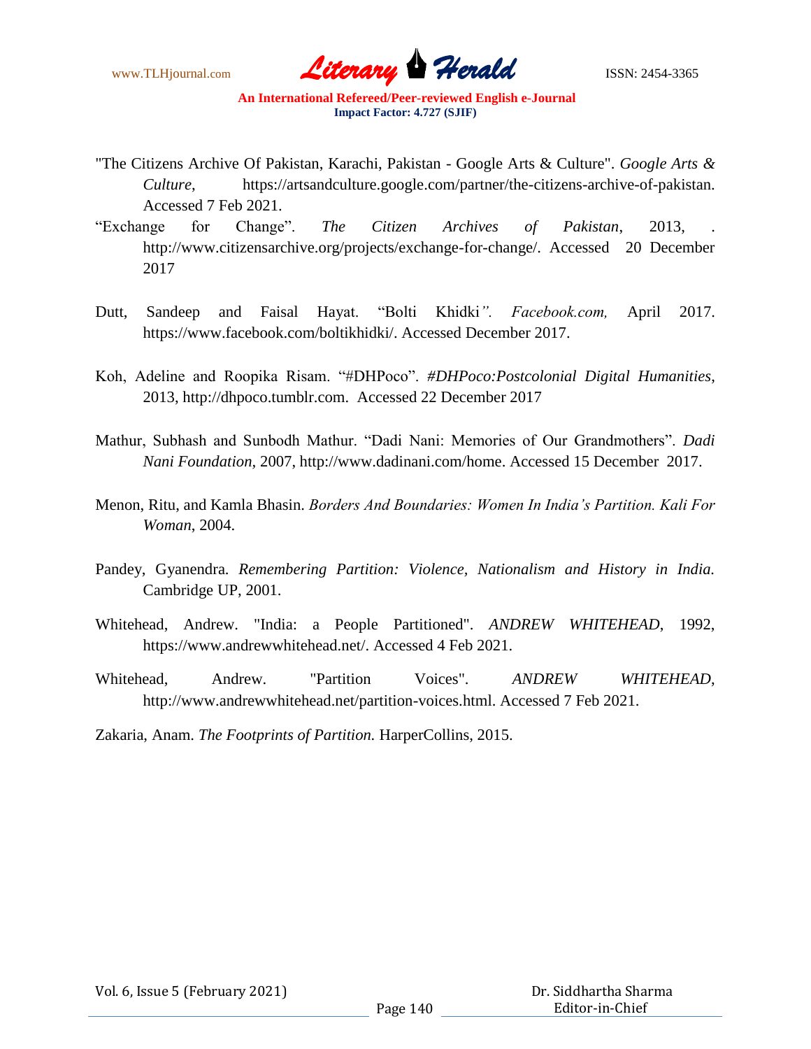"The Citizens Archive Of Pakistan, Karachi, Pakistan - Google Arts & Culture". *Google Arts & Culture*, https://artsandculture.google.com/partner/the-citizens-archive-of-pakistan. Accessed 7 Feb 2021.

"Exchange for Change". *The Citizen Archives of Pakistan*, 2013, . http://www.citizensarchive.org/projects/exchange-for-change/. Accessed 20 December 2017

Dutt, Sandeep and Faisal Hayat. "Bolti Khidki*". Facebook.com,* April 2017. https://www.facebook.com/boltikhidki/. Accessed December 2017.

Koh, Adeline and Roopika Risam. "#DHPoco". *#DHPoco:Postcolonial Digital Humanities*, 2013, http://dhpoco.tumblr.com. Accessed 22 December 2017

Mathur, Subhash and Sunbodh Mathur. "Dadi Nani: Memories of Our Grandmothers". *Dadi Nani Foundation*, 2007, http://www.dadinani.com/home. Accessed 15 December 2017.

Menon, Ritu, and Kamla Bhasin. *Borders And Boundaries: Women In India's Partition. Kali For Woman*, 2004.

Pandey, Gyanendra. *Remembering Partition: Violence, Nationalism and History in India.* Cambridge UP, 2001.

Whitehead, Andrew. "India: a People Partitioned". *ANDREW WHITEHEAD*, 1992, https://www.andrewwhitehead.net/. Accessed 4 Feb 2021.

Whitehead, Andrew. "Partition Voices". *ANDREW WHITEHEAD*, http://www.andrewwhitehead.net/partition-voices.html. Accessed 7 Feb 2021.

Zakaria, Anam. *The Footprints of Partition.* HarperCollins, 2015.